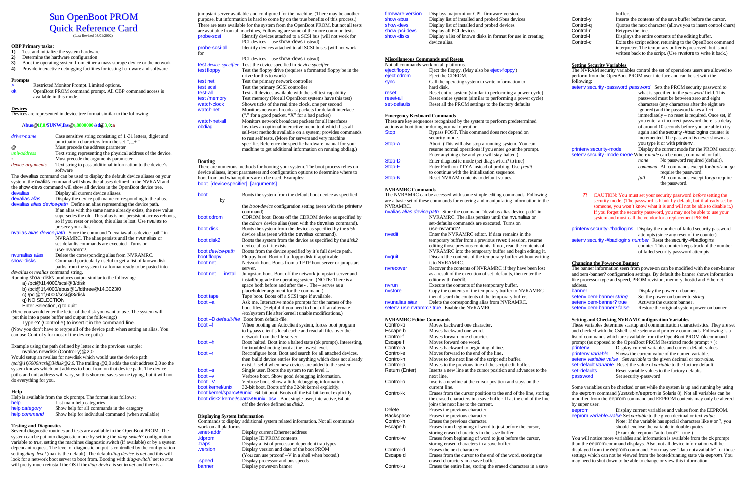# Sun OpenBoot PROM Quick Reference Card

(Last Revised 03/01/2002)

## OBP Primary tasks:

1) Test and initialize the system hardware
2) Determine the hardware configuration
3) Boot the operating system from either a mass storage device or the network
4) Provide interactive debugging facilities for testing hardware and software

## Prompts

| | |
|---|---|
| > | Restricted Monitor Prompt. Limited options. |
| ok | OpenBoot PROM command prompt. All OBP command access is available in this mode. |

## Devices

Devices are represented in device tree format similar to the following:

**/sbus@1f,0/SUNW,fas@e,8800000/sd@3,0:a**

| | |
|---|---|
| *driver-name* | Case sensitive string consisting of 1-31 letters, digiet and punctuation characters from the set ",._+-" |
| @ | Must precede the address parameter |
| *unit-address* | Text string representing the physical address of the device. |
| : | Must precede the arguments parameter |
| *device-arguments* | Text string to pass additional information to the device's software |

The devalias command can be used to display the default device aliases on your system, the nvalias command will show the aliases defined in the NVRAM and the show-devs command will show all devices in the OpenBoot device tree.

| | |
|---|---|
| devalias | Display all current device aliases. |
| devalias *alias* | Display the device path name corresponding to the alias. |
| devalias *alias device-path* | Define an alias representing the device path. If an alias with the same name already exists, the new value supersedes the old. This alias is not persistent across reboots, so if you reset or reboot, this alias is lost. Use nvalias to preserv your alias. |
| nvalias *alias device-path* | Store the command "devalias device-path" in NVRAMRC. The alias persists until the nvunalias or set-defaults command are executed. Turns on use-nvramrc?. |
| nvunalias *alias* | Delete the corresponding alias from NVRAMRC. |
| show-disks | Command particularly useful to get a list of known disk paths from the system in a format ready to be pasted into *devalias* or *nvalias* command string. |

Running show-disks produces output similar to the following:

```
a) /pci@1f,4000/scsi@3/disk
b) /pci@1f,4000/ebus@1/fdthree@14,3023f0
c) /pci@1f,6000/scsi@3/disk
q) NO SELECTION
Enter Selection, q to quit:
```

(Here you would enter the letter of the disk you want to use. The system will put this into a paste buffer and output the following:)

Type ^Y (Control-Y) to insert it in the command line.

(Now you don't have to retype all of the device path when setting an alias. You can use Control-y for most of the device path.)

Example using the path defined by letter *c* in the previous sample:

nvalias newdisk (Control-y)@2,0

Would setup an nvalias for newdisk which would use the device path */pci@1f,6000/scsi@3/disk@2,0.* The trailing @2,0 adds the unit address 2,0 so the system knows which unit address to boot from on that device path. The device paths and unit address will vary, so this shortcut saves some typing, but it will not do everything for you.

## Help

Help is available from the ok prompt. The format is as follows:

| | |
|---|---|
| help | List main help categories |
| help *category* | Show help for all commands in the category |
| help *command* | Show help for individual command (when available) |

## Testing and Diagnostics

Several diagnostic routines and tests are available in the OpenBoot PROM. The system can be put into diagnostic mode by setting the *diag-switch?* configuration variable to *true*, setting the machines diagnostic switch (if available) or by a system dependant request. The level of diagnostic output is controlled by the configuration setting *diag-level* (max is the default). The default *diag-device* is *net* and this will look for a network boot server to boot from. Booting with *diag-switch?* set to *true* will pretty much reinstall the OS if the *diag-device* is set to *net* and there is a jumpstart server available and configured for the machine. (There may be another purpose, but information is hard to come by on the true benefits of this process.) There are tests available for the system from the OpenBoot PROM, but not all tests are available from all machines, Following are some of the more common tests.

| | |
|---|---|
| probe-scsi | Identify devices attached to a SCSI bus (will not work for PCI devices – use show-devs instead) |
| probe-scsi-all | Identify devices attached to all SCSI buses (will not work for PCI devices – use show-devs instead) |
| test *device-specifier* | Test the device specified in *device-specifier* |
| test floppy | Test the floppy drive (requires a formatted floppy in the drive for this to work) |
| test net | Test the primary network controller |
| test scsi | Test the primary SCSI controller |
| test-all | Test all devices available with the self test capability |
| test /memory | Test memory (Not all OpenBoot systems have this test) |
| watch-clock | Shows ticks of the real time clock, one per second |
| watch-net | Monitors network broadcast packets for default interface ("." for a good packet, "X" for a bad packet) |
| watch-net-all | Monitors network broadcast packets for all interfaces |
| obdiag | Invokes an optional interactive menu tool which lists all self-test methods available on a system; provides commands to run self tests. (More for servers and very machine specific. Reference the specific hardware manual for your machine to get additional information on running obdiag.) |

## Booting

There are numerous methods for booting your system. The boot process relies on device aliases, input parameters and configuration options to determine where to boot from and what options are to be used. Examples:

boot [devicespecifier] [arguments]

| | |
|---|---|
| boot | Boots the system from the default boot device as specified by the *boot-device* configuration setting (seen with the printenv command). |
| boot cdrom | CDROM boot. Boots off the CDROM device as specified by the *cdrom* device alias (seen with the devalias command). |
| boot disk | Boots the system from the device as specified by the *disk* device alias (seen with the devalias command). |
| boot disk2 | Boots the system from the device as specified by the *disk2* device alias if it exists. |
| boot *device-path* | Boots from the device specified by it's full device path. |
| boot floppy | Floppy boot. Boot off a floppy disk if applicable. |
| boot net | Network boot. Boots from a TFTP boot server or jumpstart server. |
| boot net – install | Jumpstart boot. Boot off the network jumpstart server and install/upgrade the operating system. (NOTE: There is a space both before and after the - . The – serves as a placeholder argument for the command.) |
| boot tape | Tape boot. Boots off a SCSI tape if available. |
| boot –a | Ask me. Interactive mode prompts for the names of the boot files. (Helpful if you need to boot off an alternate /etc/system file after kernel t unable modifications.) |
| boot –D *default-file* | Boot from default -file. |
| boot –f | When booting an Autoclient system, forces boot program to bypass client's local cache and read all files over the network from the file server. |
| boot –h | Boot halted. Boot into a halted state (ok prompt). Interesting, for troubleshooting boot at the lowest level. |
| boot –r | Reconfigure boot. Boot and search for all attached devices, then build device entries for anything which does not already exist. Useful when new devices are added to the system. |
| boot –s | Single user. Boots the system to run level 1. |
| boot –v | Verbose boot. Show good debugging information. |
| boot –V | Verbose boot. Show a little debugging information. |
| boot kernel/unix | 32-bit boot. Boots off the 32-bit kernel explicitly. |
| boot kernel/sparcv9/unix | 64-bit boot. Boots off the 64-bit kernel explicitly. |
| boot disk2 kernel/sparcv9/unix –asv | Boot single-user, interactive, 64-bit off the device defined as *disk2.* |

## Displaying System Information

Commands to display additional system related information. Not all commands work on all platforms.

| | |
|---|---|
| .enet-addr | Display current Ethernet address |
| .idprom | Display ID PROM contents |
| .traps | Display a list of processor-dependent trap types |
| .version | Display version and date of the boot PROM (You can use prtconf –V in a shell when booted.) |
| .speed | Display processor and bus speeds |
| banner | Display power-on banner |
| firmware-version | Displays major/minor CPU firmware version. |
| show-sbus | Display list of installed and probed Sbus devices |
| show-devs | Display list of installed and probed devices |
| show-pci-devs | Display all PCI devices. |
| show-disks | Display a list of known disks in format for use in creating device alias. |

## Miscellaneous Commands and Resets

Not all commands work on all platforms.

| | |
|---|---|
| eject floppy | Eject the floppy. (May also be eject-floppy) |
| eject cdrom | Eject the CDROM. |
| sync | Call the operating system to write information to hard disk. |
| reset | Reset entire system (similar to performing a power cycle) |
| reset-all | Reset entire system (similar to performing a power cycle) |
| set-defaults | Reset all the PROM settings to the factory defaults |

## Emergency Keyboard Commands

These are key sequences recognized by the system to perform predetermined actions at boot time or during normal operation.

| | |
|---|---|
| Stop | Bypass POST. This command does not depend on security-mode. |
| Stop-A | Abort. (This will also stop a running system. You can resume normal operations if you enter *go* at the prompt. Enter anything else and you will stay halted.) |
| Stop-D | Enter diagnostic mode (set diag-switch? to true) |
| Stop-F | Enter Forth on TTYA instead of probing. Use *fxedit* to continue with the initialization sequence. |
| Stop-N | Reset NVRAM contents to default values. |

## NVRAMRC Commands

The NVRAMRC can be accessed with some simple editing commands. Following are a basic set of these commands for entering and manipulating information in the NVRAMRC.

| | |
|---|---|
| nvalias *alias device-path* | Store the command "devalias device-path" in NVRAMRC. The alias persists until the nvunalias or set-defaults commands are executed. Turns on use-nvramrc?. |
| nvedit | Enter the NVRAMRC editor. If data remains in the temporary buffer from a previous nvedit session, resume editing those previous contents. If not, read the contents of NVRAMRC into the temporary buffer and begin editing it. |
| nvquit | Discard the contents of the temporary buffer without writing it to NVRAMRC. |
| nvrecover | Recover the contents of NVRAMRC if they have been lost as a result of the execution of set-defaults, then enter the editor with nvedit. |
| nvrun | Execute the contents of the temporary buffer. |
| nvstore | Copy the contents of the temporary buffer to NVRAMRC then discard the contents of the temporary buffer. |
| nvunalias *alias* | Delete the corresponding alias from NVRAMRC. |
| setenv use-nvramrc? true | Enable the NVRAMRC. |

## NVRAMRC Editor Commands

| | |
|---|---|
| Control-b | Moves backward one character. |
| Escape b | Moves backward one word. |
| Control-f | Moves forward one character. |
| Escape f | Moves forward one word. |
| Control-a | Moves backward to beginning of line. |
| Control-e | Moves forward to the end of the line. |
| Control-n | Moves to the next line of the script edit buffer. |
| Control-p | Moves to the previous line of the script edit buffer. |
| Return (Enter) | Inserts a new line at the cursor position and advances to the next line. |
| Control-o | Inserts a newline at the cursor position and stays on the current line. |
| Control-k | Erases from the cursor position to the end of the line, storing the erased characters in a save buffer. If at the end of the line joins the next line to the current. |
| Delete | Erases the previous character. |
| Backspace | Erases the previous character. |
| Control-h | Erases the previous character. |
| Escape h | Erases from beginning of word to just before the cursor, storing erased characters in the save buffer. |
| Control-w | Erases from beginning of word to just before the cursor, storing erased characters in a save buffer. |
| Control-d | Erases the next character. |
| Escape d | Erases from the cursor to the end of the word, storing the erased characters in a save buffer. |
| Control-u | Erases the entire line, storing the erased characters in a save buffer. |
| Control-y | Inserts the contents of the save buffer before the cursor. |
| Control-q | Quotes the next character (allows you to insert control chars) |
| Control-r | Retypes the line. |
| Control-l | Displays the entire contents of the editing buffer. |
| Control-c | Exits the script editor, returning to the OpenBoot command interpreter. The temporary buffer is preserved, but is not written back to the script. (Use nvstore to write it back.) |

## Setting Security Variables

The NVRAM security variables control the set of operations users are allowed to perform from the OpenBoot PROM user interface and can be set with the following:

| | |
|---|---|
| setenv security-password *password* | Sets the PROM security password to what is specified in the *password* field. This password must be between zero and eight characters (any characters after the eight are ignored) and the password takes affect immediately – no reset is required. Once set, if you enter an incorrect password there is a delay of around 10 seconds before you are able to try again and the security-#badlogins counter is incremented. The password is never shown as you type it or with printenv. |
| printenv security-mode | Display the current mode for the PROM security. |
| setenv security-mode *mode* | Where *mode* can be none, command, or full. *none* – No password required (default). *command* – All commands except for *boot* and *go* require the password. *full* – All commands except for *go* require the password. |

?? CAUTION: You must set your security password *before* setting the security mode. (The password is blank by default, but if already set by someone, you won't know what it is and will not be able to disable it.) If you forget the security password, you may not be able to use your system and must call the vendor for a replacement PROM.

| | |
|---|---|
| printenv security-#badlogins | Display the number of failed security password attempts (since any reset of the counter). |
| setenv security-#badlogins *number* | Reset the security-#badlogins counter. This counter keeps track of the number of failed security password attempts. |

## Changing the Power-on Banner

The banner information seen from power-on can be modified with the oem-banner and oem-banner? configuration settings. By default the banner shows information like processor type and speed, PROM revision, memory, hostid and Ethernet address.

| | |
|---|---|
| banner | Display the power-on banner. |
| setenv oem-banner *string* | Set the power-on banner to *string*. |
| setenv oem-banner? true | Activate the custom banner. |
| setenv oem-banner? false | Restore the original system power-on banner. |

## Setting and Checking NVRAM Configuration Variables

These variables determine startup and communication characteristics. They are set and checked with the Cshell-style setenv and printenv commands. Following is a list of commands which are available from the OpenBoot PROM ok command prompt (as opposed to the OpenBoot PROM Restricted mode prompt > ):

| | |
|---|---|
| printenv | Display current variables and current default values. |
| printenv *variable* | Shows the current value of the named variable. |
| setenv *variable value* | Set *variable* to the given decimal or text *value.* |
| set-default *variable* | Reset the value of *variable* to the factory default. |
| set-defaults | Reset variable values to the factory defaults. |
| password | Set security-password |

Some variables can be checked or set while the system is up and running by using the eeprom command (/usr/sbin/eeprom in Solaris 8). Not all variables can be modified from the eeprom command and EEPROM contents may only be altered by super user.

| | |
|---|---|
| eeprom | Display current variables and values from the EEPROM. |
| eeprom *variable*=*value* | Set *variable* to the given decimal or text *value.* Note: If the variable has special characters like # or ?, you should enclose the variable in double quotes. (Example: eeprom "auto-boot?"=true ) |

You will notice more variables and information is available from the ok prompt than the eeprom command displays. Also, not all device information will be displayed from the eeprom command. You may see "data not available" for those settings which can not be viewed from the booted/running state via eeprom. You may need to shut down to be able to change or view this information.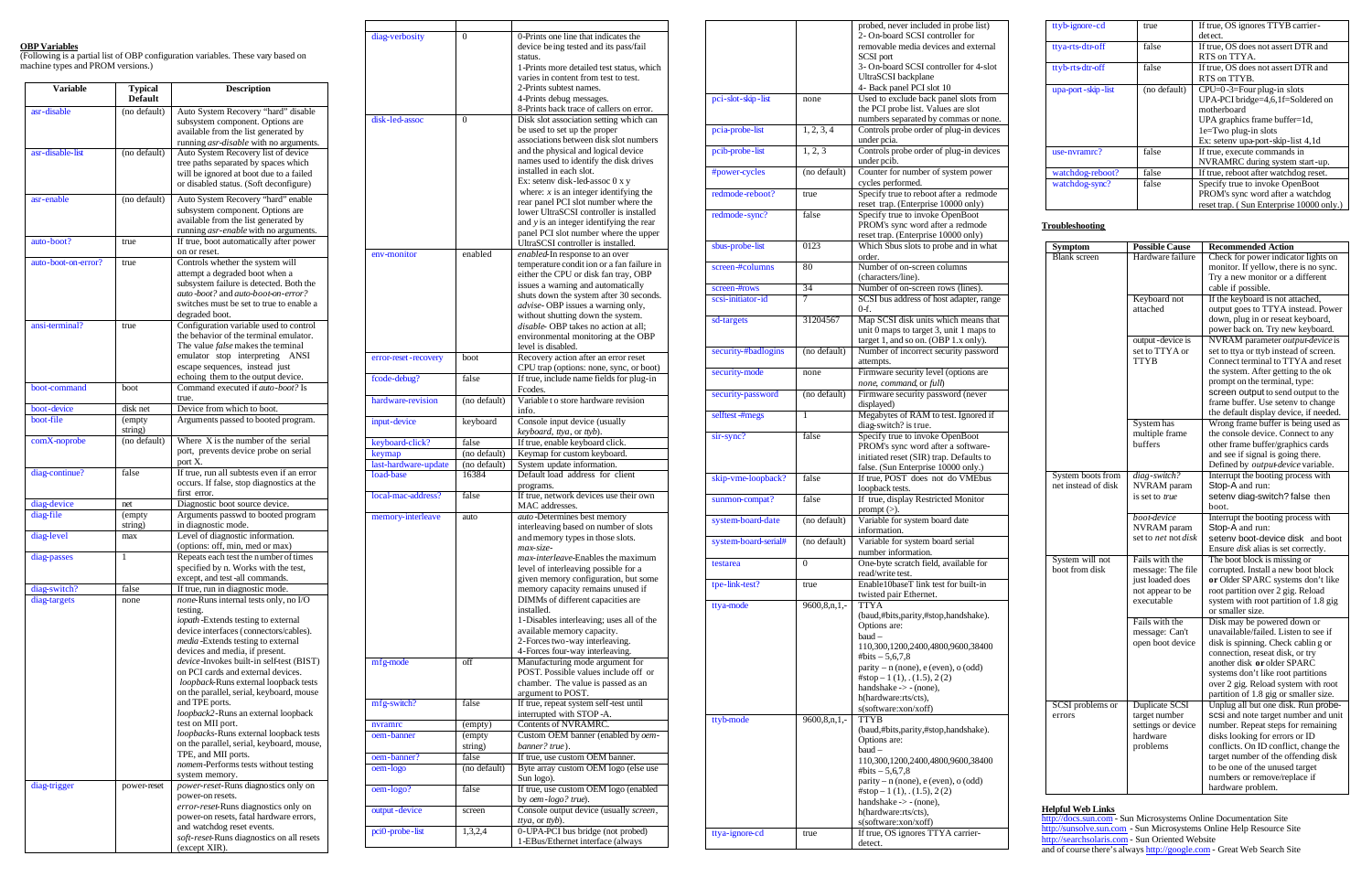## OBP Variables

(Following is a partial list of OBP configuration variables. These vary based on machine types and PROM versions.)

| Variable | Typical Default | Description |
|---|---|---|
| asr-disable | (no default) | Auto System Recovery "hard" disable subsystem component. Options are available from the list generated by running *asr-disable* with no arguments. |
| asr-disable-list | (no default) | Auto System Recovery list of device tree paths separated by spaces which will be ignored at boot due to a failed or disabled status. (Soft deconfigure) |
| asr-enable | (no default) | Auto System Recovery "hard" enable subsystem component. Options are available from the list generated by running *asr-enable* with no arguments. |
| auto-boot? | true | If true, boot automatically after power on or reset. |
| auto-boot-on-error? | true | Controls whether the system will attempt a degraded boot when a subsystem failure is detected. Both the *auto-boot?* and *auto-boot-on-error?* switches must be set to true to enable a degraded boot. |
| ansi-terminal? | true | Configuration variable used to control the behavior of the terminal emulator. The value *false* makes the terminal emulator stop interpreting ANSI escape sequences, instead just echoing them to the output device. |
| boot-command | boot | Command executed if *auto-boot?* Is true. |
| boot-device | disk net | Device from which to boot. |
| boot-file | (empty string) | Arguments passed to booted program. |
| comX-noprobe | (no default) | Where X is the number of the serial port, prevents device probe on serial port X. |
| diag-continue? | false | If true, run all subtests even if an error occurs. If false, stop diagnostics at the first error. |
| diag-device | net | Diagnostic boot source device. |
| diag-file | (empty string) | Arguments passwd to booted program in diagnostic mode. |
| diag-level | max | Level of diagnostic information. (options: off, min, med or max) |
| diag-passes | 1 | Repeats each test the number of times specified by n. Works with the test, except, and test-all commands. |
| diag-switch? | false | If true, run in diagnostic mode. |
| diag-targets | none | *none*-Runs internal tests only, no I/O testing. *iopath*-Extends testing to external device interfaces (connectors/cables). *media*-Extends testing to external devices and media, if present. *device*-Invokes built-in self-test (BIST) on PCI cards and external devices. *loopback*-Runs external loopback tests on the parallel, serial, keyboard, mouse and TPE ports. *loopback2*-Runs an external loopback test on MII port. *loopbacks*-Runs external loopback tests on the parallel, serial, keyboard, mouse, TPE, and MII ports. *nomem*-Performs tests without testing system memory. |
| diag-trigger | power-reset | *power-reset*-Runs diagnostics only on power-on resets. *error-reset*-Runs diagnostics only on power-on resets, fatal hardware errors, and watchdog reset events. *soft-reset*-Runs diagnostics on all resets (except XIR). |
| diag-verbosity | 0 | 0-Prints one line that indicates the device being tested and its pass/fail status. 1-Prints more detailed test status, which varies in content from test to test. 2-Prints subtest names. 4-Prints debug messages. 8-Prints back trace of callers on error. |
| disk-led-assoc | 0 | Disk slot association setting which can be used to set up the proper associations between disk slot numbers and the physical and logical device names used to identify the disk drives installed in each slot. Ex: setenv disk-led-assoc 0 x y where: *x* is an integer identifying the rear panel PCI slot number where the lower UltraSCSI controller is installed and *y* is an integer identifying the rear panel PCI slot number where the upper UltraSCSI controller is installed. |
| env-monitor | enabled | *enabled*-In response to an over temperature condit ion or a fan failure in either the CPU or disk fan tray, OBP issues a warning and automatically shuts down the system after 30 seconds. *advise*- OBP issues a warning only, without shutting down the system. *disable*- OBP takes no action at all; environmental monitoring at the OBP level is disabled. |
| error-reset-recovery | boot | Recovery action after an error reset CPU trap (options: none, sync, or boot) |
| fcode-debug? | false | If true, include name fields for plug-in Fcodes. |
| hardware-revision | (no default) | Variable to store hardware revision info. |
| input-device | keyboard | Console input device (usually *keyboard*, *ttya*, or *ttyb*). |
| keyboard-click? | false | If true, enable keyboard click. |
| keymap | (no default) | Keymap for custom keyboard. |
| last-hardware-update | (no default) | System update information. |
| load-base | 16384 | Default load address for client programs. |
| local-mac-address? | false | If true, network devices use their own MAC addresses. |
| memory-interleave | auto | *auto*-Determines best memory interleaving based on number of slots and memory types in those slots. *max-size*- *max-interleave*-Enables the maximum level of interleaving possible for a given memory configuration, but some memory capacity remains unused if DIMMs of different capacities are installed. 1-Disables interleaving; uses all of the available memory capacity. 2-Forces two-way interleaving. 4-Forces four-way interleaving. |
| mfg-mode | off | Manufacturing mode argument for POST. Possible values include off or chamber. The value is passed as an argument to POST. |
| mfg-switch? | false | If true, repeat system self-test until interrupted with STOP-A. |
| nvramrc | (empty) | Contents of NVRAMRC. |
| oem-banner | (empty string) | Custom OEM banner (enabled by *oem-banner? true*). |
| oem-banner? | false | If true, use custom OEM banner. |
| oem-logo | (no default) | Byte array custom OEM logo (else use Sun logo). |
| oem-logo? | false | If true, use custom OEM logo (enabled by *oem-logo? true*). |
| output-device | screen | Console output device (usually *screen*, *ttya*, or *ttyb*). |
| pci0-probe-list | 1,3,2,4 | 0-UPA-PCI bus bridge (not probed) 1-EBus/Ethernet interface (always probed, never included in probe list) 2- On-board SCSI controller for removable media devices and external SCSI port 3- On-board SCSI controller for 4-slot UltraSCSI backplane 4- Back panel PCI slot 10 |
| pci-slot-skip-list | none | Used to exclude back panel slots from the PCI probe list. Values are slot numbers separated by commas or none. |
| pcia-probe-list | 1, 2, 3, 4 | Controls probe order of plug-in devices under pcia. |
| pcib-probe-list | 1, 2, 3 | Controls probe order of plug-in devices under pcib. |
| #power-cycles | (no default) | Counter for number of system power cycles performed. |
| redmode-reboot? | true | Specify true to reboot after a redmode reset trap. (Enterprise 10000 only) |
| redmode-sync? | false | Specify true to invoke OpenBoot PROM's sync word after a redmode reset trap. (Enterprise 10000 only) |
| sbus-probe-list | 0123 | Which Sbus slots to probe and in what order. |
| screen-#columns | 80 | Number of on-screen columns (characters/line). |
| screen-#rows | 34 | Number of on-screen rows (lines). |
| scsi-initiator-id | 7 | SCSI bus address of host adapter, range 0-f. |
| sd-targets | 31204567 | Map SCSI disk units which means that unit 0 maps to target 3, unit 1 maps to target 1, and so on. (OBP 1.x only). |
| security-#badlogins | (no default) | Number of incorrect security password attempts. |
| security-mode | none | Firmware security level (options are *none*, *command*, or *full*) |
| security-password | (no default) | Firmware security password (never displayed) |
| selftest-#megs | 1 | Megabytes of RAM to test. Ignored if diag-switch? is true. |
| sir-sync? | false | Specify true to invoke OpenBoot PROM's sync word after a software-initiated reset (SIR) trap. Defaults to false. (Sun Enterprise 10000 only.) |
| skip-vme-loopback? | false | If true, POST does not do VMEbus loopback tests. |
| sunmon-compat? | false | If true, display Restricted Monitor prompt (>). |
| system-board-date | (no default) | Variable for system board date information. |
| system-board-serial# | (no default) | Variable for system board serial number information. |
| testarea | 0 | One-byte scratch field, available for read/write test. |
| tpe-link-test? | true | Enable10baseT link test for built-in twisted pair Ethernet. |
| ttya-mode | 9600,8,n,1,- | TTYA (baud,#bits,parity,#stop,handshake). Options are: baud – 110,300,1200,2400,4800,9600,38400 #bits – 5,6,7,8 parity – n (none), e (even), o (odd) #stop – 1 (1), . (1.5), 2 (2) handshake -> - (none), h(hardware:rts/cts), s(software:xon/xoff) |
| ttyb-mode | 9600,8,n,1,- | TTYB (baud,#bits,parity,#stop,handshake). Options are: baud – 110,300,1200,2400,4800,9600,38400 #bits – 5,6,7,8 parity – n (none), e (even), o (odd) #stop – 1 (1), . (1.5), 2 (2) handshake -> - (none), h(hardware:rts/cts), s(software:xon/xoff) |
| ttya-ignore-cd | true | If true, OS ignores TTYA carrier-detect. |
| ttyb-ignore-cd | true | If true, OS ignores TTYB carrier-detect. |
| ttya-rts-dtr-off | false | If true, OS does not assert DTR and RTS on TTYA. |
| ttyb-rts-dtr-off | false | If true, OS does not assert DTR and RTS on TTYB. |
| upa-port-skip-list | (no default) | CPU=0-3=Four plug-in slots UPA-PCI bridge=4,6,1f=Soldered on motherboard UPA graphics frame buffer=1d, 1e=Two plug-in slots Ex: setenv upa-port-skip-list 4,1d |
| use-nvramrc? | false | If true, execute commands in NVRAMRC during system start-up. |
| watchdog-reboot? | false | If true, reboot after watchdog reset. |
| watchdog-sync? | false | Specify true to invoke OpenBoot PROM's sync word after a watchdog reset trap. ( Sun Enterprise 10000 only.) |

## Troubleshooting

| Symptom | Possible Cause | Recommended Action |
|---|---|---|
| Blank screen | Hardware failure | Check for power indicator lights on monitor. If yellow, there is no sync. Try a new monitor or a different cable if possible. |
| | Keyboard not attached | If the keyboard is not attached, output goes to TTYA instead. Power down, plug in or reseat keyboard, power back on. Try new keyboard. |
| | output-device is set to TTYA or TTYB | NVRAM parameter *output-device* is set to ttya or ttyb instead of screen. Connect terminal to TTYA and reset the system. After getting to the ok prompt on the terminal, type: screen output to send output to the frame buffer. Use setenv to change the default display device, if needed. |
| | System has multiple frame buffers | Wrong frame buffer is being used as the console device. Connect to any other frame buffer/graphics cards and see if signal is going there. Defined by *output-device* variable. |
| System boots from net instead of disk | *diag-switch?* NVRAM param is set to *true* | Interrupt the booting process with Stop-A and run: setenv diag-switch? false then boot. |
| | *boot-device* NVRAM param set to *net* not *disk* | Interrupt the booting process with Stop-A and run: setenv boot-device disk and boot Ensure *disk* alias is set correctly. |
| System will not boot from disk | Fails with the message: The file just loaded does not appear to be executable | The boot block is missing or corrupted. Install a new boot block **or** Older SPARC systems don't like root partition over 2 gig. Reload system with root partition of 1.8 gig or smaller size. |
| | Fails with the message: Can't open boot device | Disk may be powered down or unavailable/failed. Listen to see if disk is spinning. Check cablin g or connection, reseat disk, or try another disk **or** older SPARC systems don't like root partitions over 2 gig. Reload system with root partition of 1.8 gig or smaller size. |
| SCSI problems or errors | Duplicate SCSI target number settings or device hardware problems | Unplug all but one disk. Run probe-scsi and note target number and unit number. Repeat steps for remaining disks looking for errors or ID conflicts. On ID conflict, change the target number of the offending disk to be one of the unused target numbers or remove/replace if hardware problem. |

## Helpful Web Links

http://docs.sun.com - Sun Microsystems Online Documentation Site
http://sunsolve.sun.com - Sun Microsystems Online Help Resource Site
http://searchsolaris.com - Sun Oriented Website
and of course there's always http://google.com - Great Web Search Site